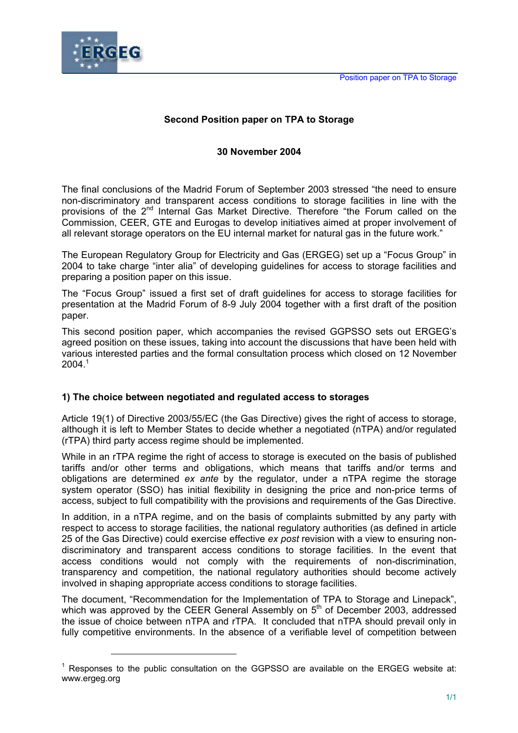# Second Position paper on TPA to Storage

**30 November 2004**

The final conclusions of the Madrid Forum of September 2003 stressed "the need to ensure non-discriminatory and transparent access conditions to storage facilities in line with the provisions of the 2nd Internal Gas Market Directive. Therefore "the Forum called on the Commission, CEER, GTE and Eurogas to develop initiatives aimed at proper involvement of all relevant storage operators on the EU internal market for natural gas in the future work."

The European Regulatory Group for Electricity and Gas (ERGEG) set up a "Focus Group" in 2004 to take charge "inter alia" of developing guidelines for access to storage facilities and preparing a position paper on this issue.

The "Focus Group" issued a first set of draft guidelines for access to storage facilities for presentation at the Madrid Forum of 8-9 July 2004 together with a first draft of the position paper.

This second position paper, which accompanies the revised GGPSSO sets out ERGEG's agreed position on these issues, taking into account the discussions that have been held with various interested parties and the formal consultation process which closed on 12 November 2004.[1]

## 1) The choice between negotiated and regulated access to storages

Article 19(1) of Directive 2003/55/EC (the Gas Directive) gives the right of access to storage, although it is left to Member States to decide whether a negotiated (nTPA) and/or regulated (rTPA) third party access regime should be implemented.

While in an rTPA regime the right of access to storage is executed on the basis of published tariffs and/or other terms and obligations, which means that tariffs and/or terms and obligations are determined *ex ante* by the regulator, under a nTPA regime the storage system operator (SSO) has initial flexibility in designing the price and non-price terms of access, subject to full compatibility with the provisions and requirements of the Gas Directive.

In addition, in a nTPA regime, and on the basis of complaints submitted by any party with respect to access to storage facilities, the national regulatory authorities (as defined in article 25 of the Gas Directive) could exercise effective *ex post* revision with a view to ensuring non-discriminatory and transparent access conditions to storage facilities. In the event that access conditions would not comply with the requirements of non-discrimination, transparency and competition, the national regulatory authorities should become actively involved in shaping appropriate access conditions to storage facilities.

The document, "Recommendation for the Implementation of TPA to Storage and Linepack", which was approved by the CEER General Assembly on 5th of December 2003, addressed the issue of choice between nTPA and rTPA. It concluded that nTPA should prevail only in fully competitive environments. In the absence of a verifiable level of competition between

[1] Responses to the public consultation on the GGPSSO are available on the ERGEG website at: www.ergeg.org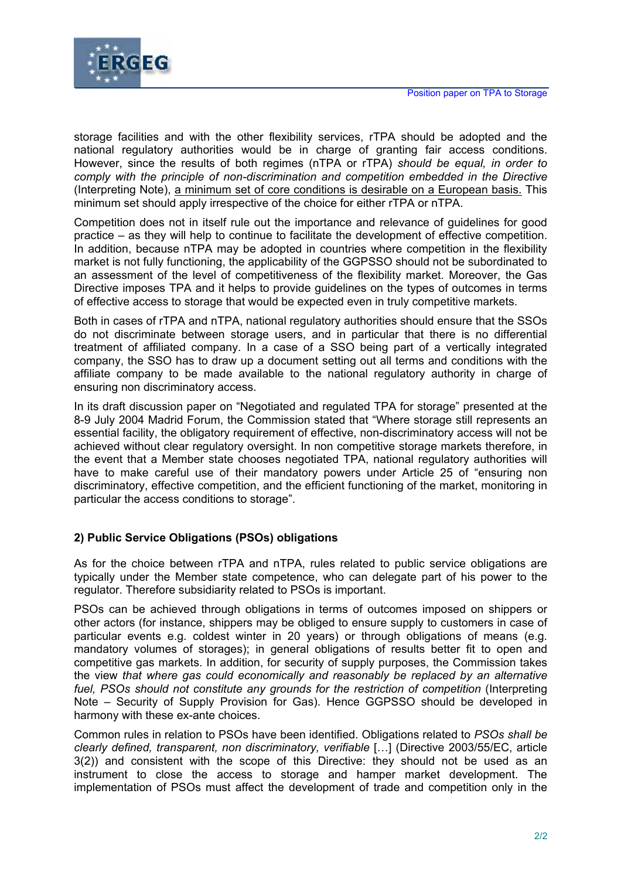storage facilities and with the other flexibility services, rTPA should be adopted and the national regulatory authorities would be in charge of granting fair access conditions. However, since the results of both regimes (nTPA or rTPA) *should be equal, in order to comply with the principle of non-discrimination and competition embedded in the Directive* (Interpreting Note), <u>a minimum set of core conditions is desirable on a European basis.</u> This minimum set should apply irrespective of the choice for either rTPA or nTPA.

Competition does not in itself rule out the importance and relevance of guidelines for good practice – as they will help to continue to facilitate the development of effective competition. In addition, because nTPA may be adopted in countries where competition in the flexibility market is not fully functioning, the applicability of the GGPSSO should not be subordinated to an assessment of the level of competitiveness of the flexibility market. Moreover, the Gas Directive imposes TPA and it helps to provide guidelines on the types of outcomes in terms of effective access to storage that would be expected even in truly competitive markets.

Both in cases of rTPA and nTPA, national regulatory authorities should ensure that the SSOs do not discriminate between storage users, and in particular that there is no differential treatment of affiliated company. In a case of a SSO being part of a vertically integrated company, the SSO has to draw up a document setting out all terms and conditions with the affiliate company to be made available to the national regulatory authority in charge of ensuring non discriminatory access.

In its draft discussion paper on "Negotiated and regulated TPA for storage" presented at the 8-9 July 2004 Madrid Forum, the Commission stated that "Where storage still represents an essential facility, the obligatory requirement of effective, non-discriminatory access will not be achieved without clear regulatory oversight. In non competitive storage markets therefore, in the event that a Member state chooses negotiated TPA, national regulatory authorities will have to make careful use of their mandatory powers under Article 25 of "ensuring non discriminatory, effective competition, and the efficient functioning of the market, monitoring in particular the access conditions to storage".

### 2) Public Service Obligations (PSOs) obligations

As for the choice between rTPA and nTPA, rules related to public service obligations are typically under the Member state competence, who can delegate part of his power to the regulator. Therefore subsidiarity related to PSOs is important.

PSOs can be achieved through obligations in terms of outcomes imposed on shippers or other actors (for instance, shippers may be obliged to ensure supply to customers in case of particular events e.g. coldest winter in 20 years) or through obligations of means (e.g. mandatory volumes of storages); in general obligations of results better fit to open and competitive gas markets. In addition, for security of supply purposes, the Commission takes the view *that where gas could economically and reasonably be replaced by an alternative fuel, PSOs should not constitute any grounds for the restriction of competition* (Interpreting Note – Security of Supply Provision for Gas). Hence GGPSSO should be developed in harmony with these ex-ante choices.

Common rules in relation to PSOs have been identified. Obligations related to *PSOs shall be clearly defined, transparent, non discriminatory, verifiable* […] (Directive 2003/55/EC, article 3(2)) and consistent with the scope of this Directive: they should not be used as an instrument to close the access to storage and hamper market development. The implementation of PSOs must affect the development of trade and competition only in the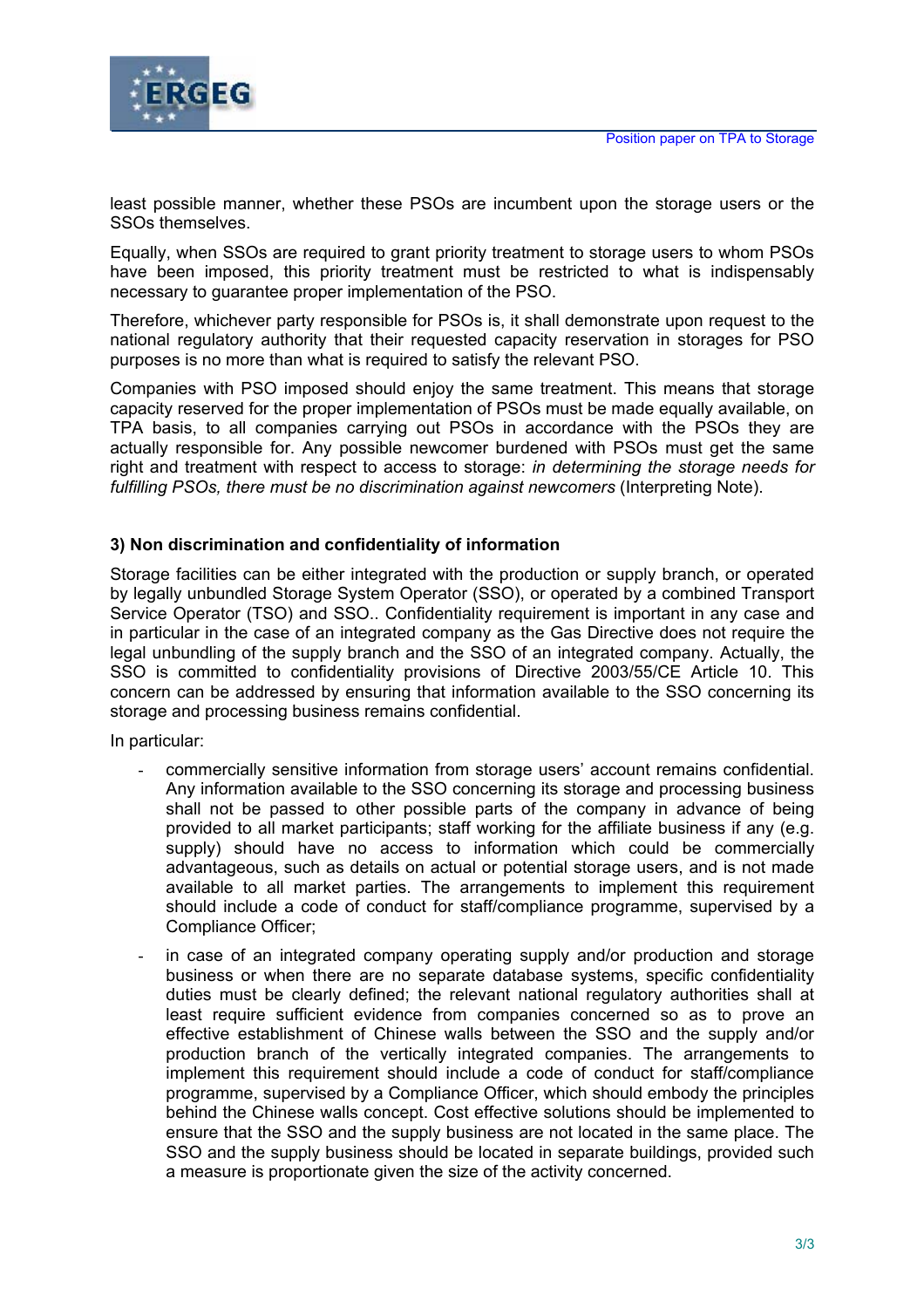least possible manner, whether these PSOs are incumbent upon the storage users or the SSOs themselves.

Equally, when SSOs are required to grant priority treatment to storage users to whom PSOs have been imposed, this priority treatment must be restricted to what is indispensably necessary to guarantee proper implementation of the PSO.

Therefore, whichever party responsible for PSOs is, it shall demonstrate upon request to the national regulatory authority that their requested capacity reservation in storages for PSO purposes is no more than what is required to satisfy the relevant PSO.

Companies with PSO imposed should enjoy the same treatment. This means that storage capacity reserved for the proper implementation of PSOs must be made equally available, on TPA basis, to all companies carrying out PSOs in accordance with the PSOs they are actually responsible for. Any possible newcomer burdened with PSOs must get the same right and treatment with respect to access to storage: *in determining the storage needs for fulfilling PSOs, there must be no discrimination against newcomers* (Interpreting Note).

### 3) Non discrimination and confidentiality of information

Storage facilities can be either integrated with the production or supply branch, or operated by legally unbundled Storage System Operator (SSO), or operated by a combined Transport Service Operator (TSO) and SSO.. Confidentiality requirement is important in any case and in particular in the case of an integrated company as the Gas Directive does not require the legal unbundling of the supply branch and the SSO of an integrated company. Actually, the SSO is committed to confidentiality provisions of Directive 2003/55/CE Article 10. This concern can be addressed by ensuring that information available to the SSO concerning its storage and processing business remains confidential.

In particular:

- commercially sensitive information from storage users' account remains confidential. Any information available to the SSO concerning its storage and processing business shall not be passed to other possible parts of the company in advance of being provided to all market participants; staff working for the affiliate business if any (e.g. supply) should have no access to information which could be commercially advantageous, such as details on actual or potential storage users, and is not made available to all market parties. The arrangements to implement this requirement should include a code of conduct for staff/compliance programme, supervised by a Compliance Officer;
- in case of an integrated company operating supply and/or production and storage business or when there are no separate database systems, specific confidentiality duties must be clearly defined; the relevant national regulatory authorities shall at least require sufficient evidence from companies concerned so as to prove an effective establishment of Chinese walls between the SSO and the supply and/or production branch of the vertically integrated companies. The arrangements to implement this requirement should include a code of conduct for staff/compliance programme, supervised by a Compliance Officer, which should embody the principles behind the Chinese walls concept. Cost effective solutions should be implemented to ensure that the SSO and the supply business are not located in the same place. The SSO and the supply business should be located in separate buildings, provided such a measure is proportionate given the size of the activity concerned.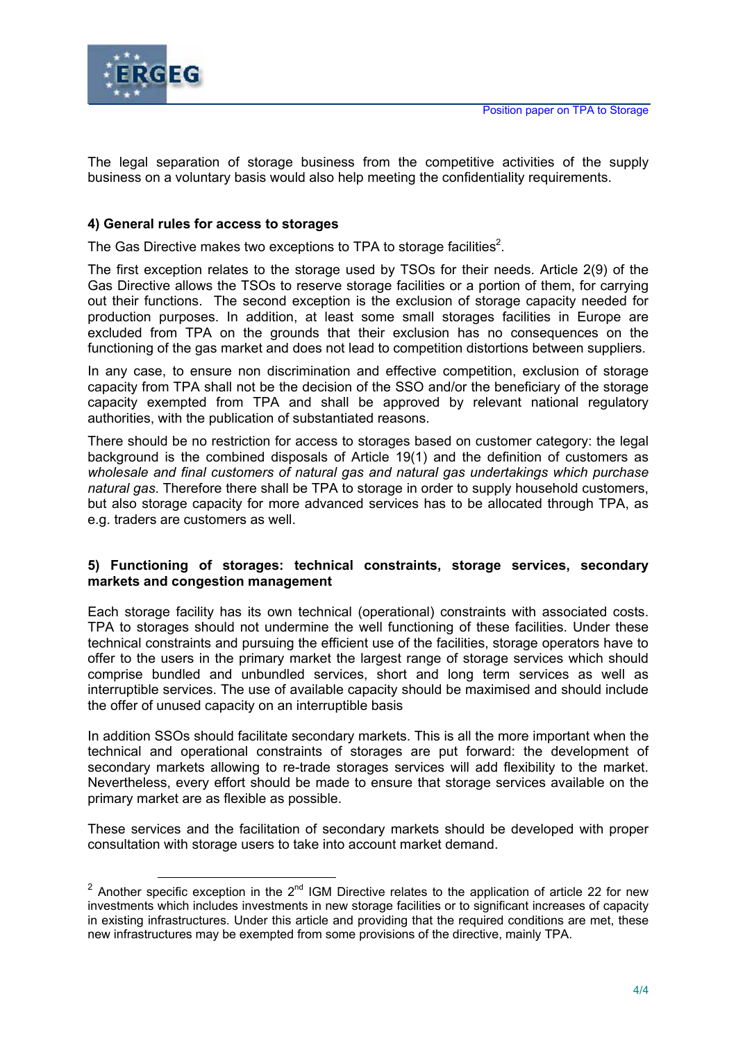The legal separation of storage business from the competitive activities of the supply business on a voluntary basis would also help meeting the confidentiality requirements.

#### 4) General rules for access to storages

The Gas Directive makes two exceptions to TPA to storage facilities[2].

The first exception relates to the storage used by TSOs for their needs. Article 2(9) of the Gas Directive allows the TSOs to reserve storage facilities or a portion of them, for carrying out their functions. The second exception is the exclusion of storage capacity needed for production purposes. In addition, at least some small storages facilities in Europe are excluded from TPA on the grounds that their exclusion has no consequences on the functioning of the gas market and does not lead to competition distortions between suppliers.

In any case, to ensure non discrimination and effective competition, exclusion of storage capacity from TPA shall not be the decision of the SSO and/or the beneficiary of the storage capacity exempted from TPA and shall be approved by relevant national regulatory authorities, with the publication of substantiated reasons.

There should be no restriction for access to storages based on customer category: the legal background is the combined disposals of Article 19(1) and the definition of customers as *wholesale and final customers of natural gas and natural gas undertakings which purchase natural gas*. Therefore there shall be TPA to storage in order to supply household customers, but also storage capacity for more advanced services has to be allocated through TPA, as e.g. traders are customers as well.

#### 5) Functioning of storages: technical constraints, storage services, secondary markets and congestion management

Each storage facility has its own technical (operational) constraints with associated costs. TPA to storages should not undermine the well functioning of these facilities. Under these technical constraints and pursuing the efficient use of the facilities, storage operators have to offer to the users in the primary market the largest range of storage services which should comprise bundled and unbundled services, short and long term services as well as interruptible services. The use of available capacity should be maximised and should include the offer of unused capacity on an interruptible basis

In addition SSOs should facilitate secondary markets. This is all the more important when the technical and operational constraints of storages are put forward: the development of secondary markets allowing to re-trade storages services will add flexibility to the market. Nevertheless, every effort should be made to ensure that storage services available on the primary market are as flexible as possible.

These services and the facilitation of secondary markets should be developed with proper consultation with storage users to take into account market demand.

---

[2] Another specific exception in the 2nd IGM Directive relates to the application of article 22 for new investments which includes investments in new storage facilities or to significant increases of capacity in existing infrastructures. Under this article and providing that the required conditions are met, these new infrastructures may be exempted from some provisions of the directive, mainly TPA.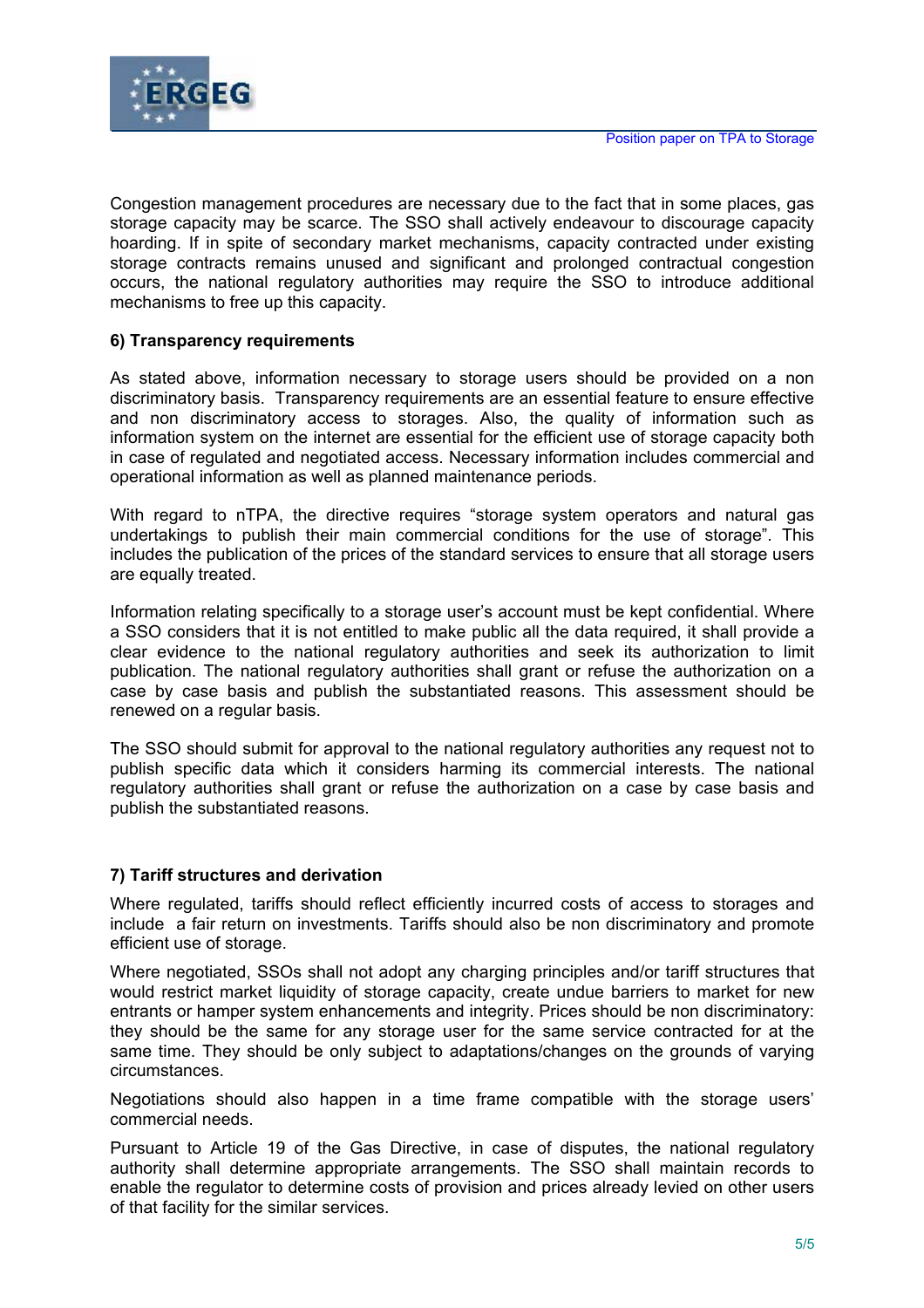Congestion management procedures are necessary due to the fact that in some places, gas storage capacity may be scarce. The SSO shall actively endeavour to discourage capacity hoarding. If in spite of secondary market mechanisms, capacity contracted under existing storage contracts remains unused and significant and prolonged contractual congestion occurs, the national regulatory authorities may require the SSO to introduce additional mechanisms to free up this capacity.

### 6) Transparency requirements

As stated above, information necessary to storage users should be provided on a non discriminatory basis. Transparency requirements are an essential feature to ensure effective and non discriminatory access to storages. Also, the quality of information such as information system on the internet are essential for the efficient use of storage capacity both in case of regulated and negotiated access. Necessary information includes commercial and operational information as well as planned maintenance periods.

With regard to nTPA, the directive requires "storage system operators and natural gas undertakings to publish their main commercial conditions for the use of storage". This includes the publication of the prices of the standard services to ensure that all storage users are equally treated.

Information relating specifically to a storage user's account must be kept confidential. Where a SSO considers that it is not entitled to make public all the data required, it shall provide a clear evidence to the national regulatory authorities and seek its authorization to limit publication. The national regulatory authorities shall grant or refuse the authorization on a case by case basis and publish the substantiated reasons. This assessment should be renewed on a regular basis.

The SSO should submit for approval to the national regulatory authorities any request not to publish specific data which it considers harming its commercial interests. The national regulatory authorities shall grant or refuse the authorization on a case by case basis and publish the substantiated reasons.

### 7) Tariff structures and derivation

Where regulated, tariffs should reflect efficiently incurred costs of access to storages and include a fair return on investments. Tariffs should also be non discriminatory and promote efficient use of storage.

Where negotiated, SSOs shall not adopt any charging principles and/or tariff structures that would restrict market liquidity of storage capacity, create undue barriers to market for new entrants or hamper system enhancements and integrity. Prices should be non discriminatory: they should be the same for any storage user for the same service contracted for at the same time. They should be only subject to adaptations/changes on the grounds of varying circumstances.

Negotiations should also happen in a time frame compatible with the storage users' commercial needs.

Pursuant to Article 19 of the Gas Directive, in case of disputes, the national regulatory authority shall determine appropriate arrangements. The SSO shall maintain records to enable the regulator to determine costs of provision and prices already levied on other users of that facility for the similar services.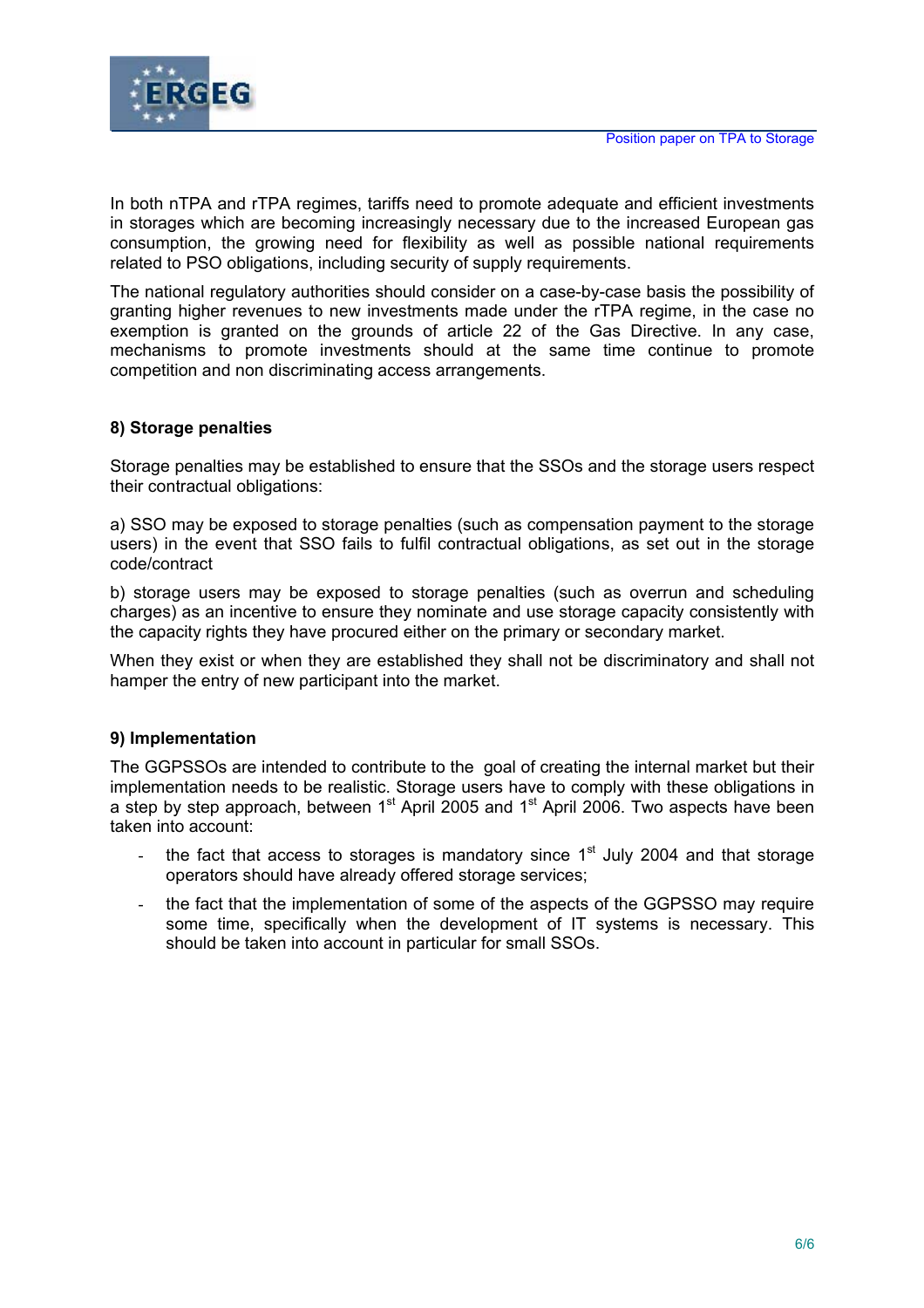In both nTPA and rTPA regimes, tariffs need to promote adequate and efficient investments in storages which are becoming increasingly necessary due to the increased European gas consumption, the growing need for flexibility as well as possible national requirements related to PSO obligations, including security of supply requirements.

The national regulatory authorities should consider on a case-by-case basis the possibility of granting higher revenues to new investments made under the rTPA regime, in the case no exemption is granted on the grounds of article 22 of the Gas Directive. In any case, mechanisms to promote investments should at the same time continue to promote competition and non discriminating access arrangements.

### 8) Storage penalties

Storage penalties may be established to ensure that the SSOs and the storage users respect their contractual obligations:

a) SSO may be exposed to storage penalties (such as compensation payment to the storage users) in the event that SSO fails to fulfil contractual obligations, as set out in the storage code/contract

b) storage users may be exposed to storage penalties (such as overrun and scheduling charges) as an incentive to ensure they nominate and use storage capacity consistently with the capacity rights they have procured either on the primary or secondary market.

When they exist or when they are established they shall not be discriminatory and shall not hamper the entry of new participant into the market.

### 9) Implementation

The GGPSSOs are intended to contribute to the goal of creating the internal market but their implementation needs to be realistic. Storage users have to comply with these obligations in a step by step approach, between 1st April 2005 and 1st April 2006. Two aspects have been taken into account:

- the fact that access to storages is mandatory since 1st July 2004 and that storage operators should have already offered storage services;
- the fact that the implementation of some of the aspects of the GGPSSO may require some time, specifically when the development of IT systems is necessary. This should be taken into account in particular for small SSOs.